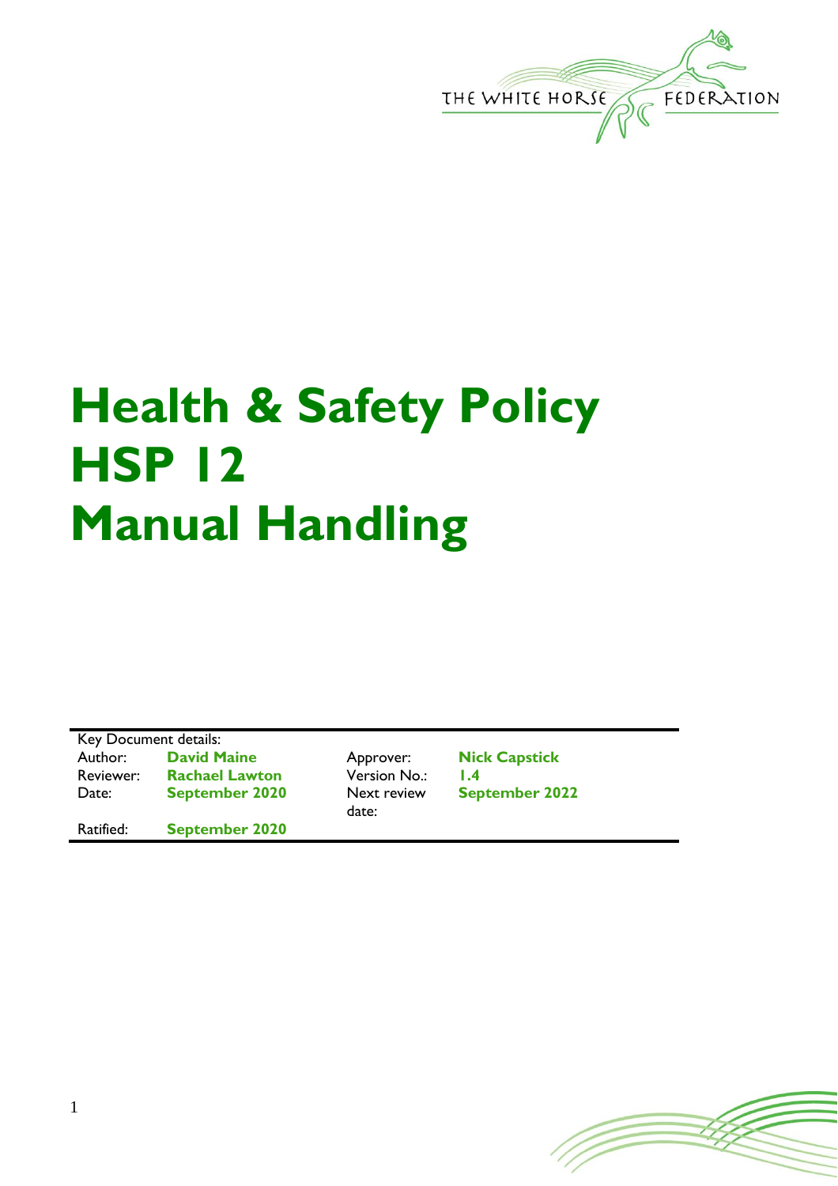THE WHITE HORSE FEDERATION

# Health & Safety Policy HSP 12 Manual Handling

Key Document details:

| | | | |
|---|---|---|---|
| Author: | **David Maine** | Approver: | **Nick Capstick** |
| Reviewer: | **Rachael Lawton** | Version No.: | **1.4** |
| Date: | **September 2020** | Next review date: | **September 2022** |
| Ratified: | **September 2020** | | |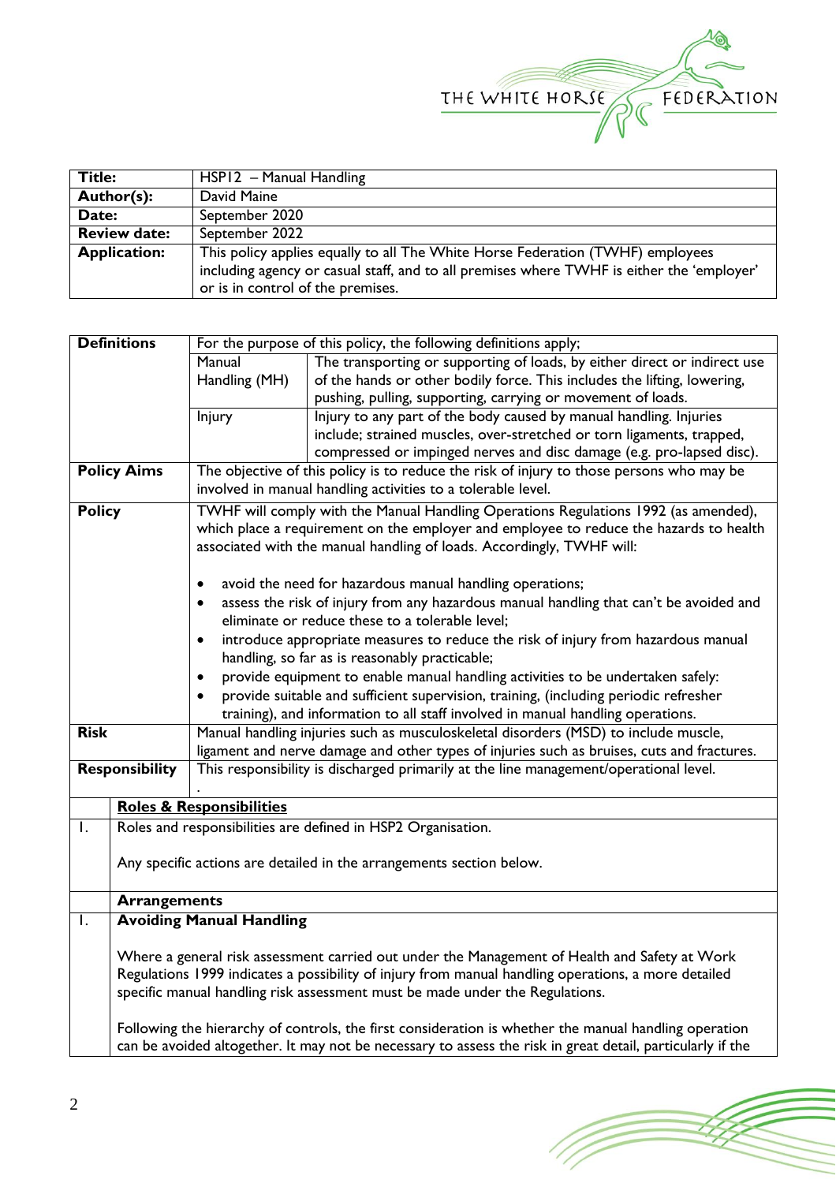| **Title:** | HSP12 – Manual Handling |
|---|---|
| **Author(s):** | David Maine |
| **Date:** | September 2020 |
| **Review date:** | September 2022 |
| **Application:** | This policy applies equally to all The White Horse Federation (TWHF) employees including agency or casual staff, and to all premises where TWHF is either the 'employer' or is in control of the premises. |

| **Definitions** | For the purpose of this policy, the following definitions apply; | |
|---|---|---|
| | Manual Handling (MH) | The transporting or supporting of loads, by either direct or indirect use of the hands or other bodily force. This includes the lifting, lowering, pushing, pulling, supporting, carrying or movement of loads. |
| | Injury | Injury to any part of the body caused by manual handling. Injuries include; strained muscles, over-stretched or torn ligaments, trapped, compressed or impinged nerves and disc damage (e.g. pro-lapsed disc). |
| **Policy Aims** | The objective of this policy is to reduce the risk of injury to those persons who may be involved in manual handling activities to a tolerable level. | |
| **Policy** | TWHF will comply with the Manual Handling Operations Regulations 1992 (as amended), which place a requirement on the employer and employee to reduce the hazards to health associated with the manual handling of loads. Accordingly, TWHF will:<br><br>• avoid the need for hazardous manual handling operations;<br>• assess the risk of injury from any hazardous manual handling that can't be avoided and eliminate or reduce these to a tolerable level;<br>• introduce appropriate measures to reduce the risk of injury from hazardous manual handling, so far as is reasonably practicable;<br>• provide equipment to enable manual handling activities to be undertaken safely:<br>• provide suitable and sufficient supervision, training, (including periodic refresher training), and information to all staff involved in manual handling operations. | |
| **Risk** | Manual handling injuries such as musculoskeletal disorders (MSD) to include muscle, ligament and nerve damage and other types of injuries such as bruises, cuts and fractures. | |
| **Responsibility** | This responsibility is discharged primarily at the line management/operational level.<br>. | |

| | **Roles & Responsibilities** |
|---|---|
| 1. | Roles and responsibilities are defined in HSP2 Organisation.<br><br>Any specific actions are detailed in the arrangements section below. |
| | **Arrangements** |
| 1. | **Avoiding Manual Handling**<br><br>Where a general risk assessment carried out under the Management of Health and Safety at Work Regulations 1999 indicates a possibility of injury from manual handling operations, a more detailed specific manual handling risk assessment must be made under the Regulations.<br><br>Following the hierarchy of controls, the first consideration is whether the manual handling operation can be avoided altogether. It may not be necessary to assess the risk in great detail, particularly if the |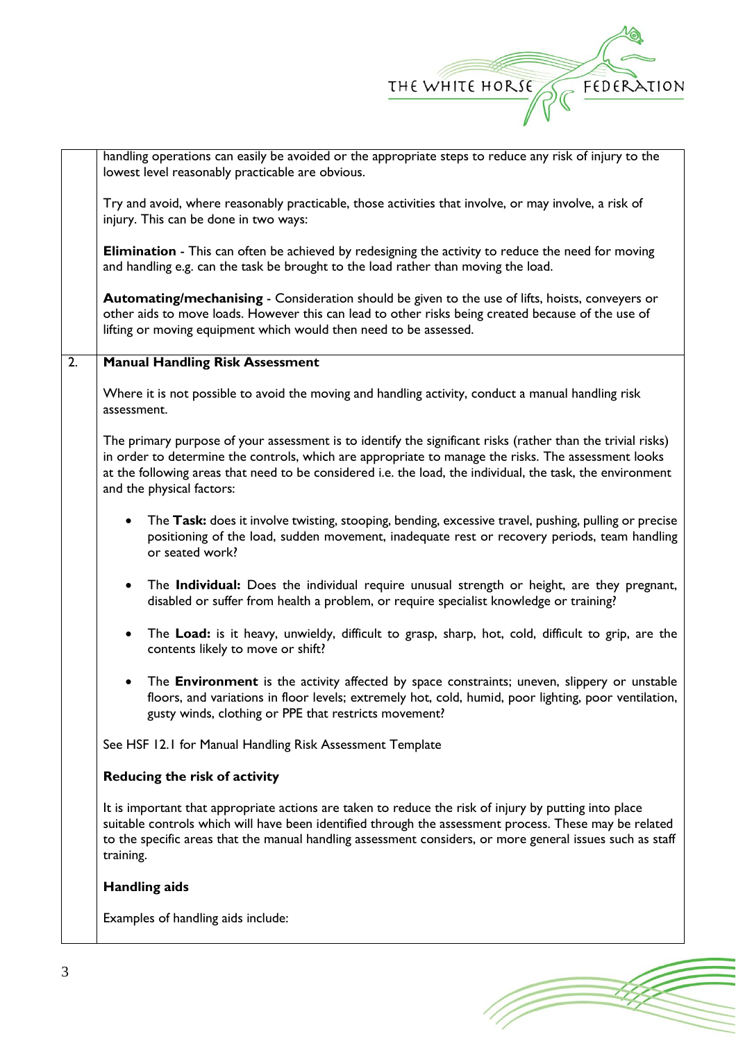handling operations can easily be avoided or the appropriate steps to reduce any risk of injury to the lowest level reasonably practicable are obvious.

Try and avoid, where reasonably practicable, those activities that involve, or may involve, a risk of injury. This can be done in two ways:

**Elimination** - This can often be achieved by redesigning the activity to reduce the need for moving and handling e.g. can the task be brought to the load rather than moving the load.

**Automating/mechanising** - Consideration should be given to the use of lifts, hoists, conveyers or other aids to move loads. However this can lead to other risks being created because of the use of lifting or moving equipment which would then need to be assessed.

## 2. Manual Handling Risk Assessment

Where it is not possible to avoid the moving and handling activity, conduct a manual handling risk assessment.

The primary purpose of your assessment is to identify the significant risks (rather than the trivial risks) in order to determine the controls, which are appropriate to manage the risks. The assessment looks at the following areas that need to be considered i.e. the load, the individual, the task, the environment and the physical factors:

- The **Task:** does it involve twisting, stooping, bending, excessive travel, pushing, pulling or precise positioning of the load, sudden movement, inadequate rest or recovery periods, team handling or seated work?
- The **Individual:** Does the individual require unusual strength or height, are they pregnant, disabled or suffer from health a problem, or require specialist knowledge or training?
- The **Load:** is it heavy, unwieldy, difficult to grasp, sharp, hot, cold, difficult to grip, are the contents likely to move or shift?
- The **Environment** is the activity affected by space constraints; uneven, slippery or unstable floors, and variations in floor levels; extremely hot, cold, humid, poor lighting, poor ventilation, gusty winds, clothing or PPE that restricts movement?

See HSF 12.1 for Manual Handling Risk Assessment Template

**Reducing the risk of activity**

It is important that appropriate actions are taken to reduce the risk of injury by putting into place suitable controls which will have been identified through the assessment process. These may be related to the specific areas that the manual handling assessment considers, or more general issues such as staff training.

**Handling aids**

Examples of handling aids include: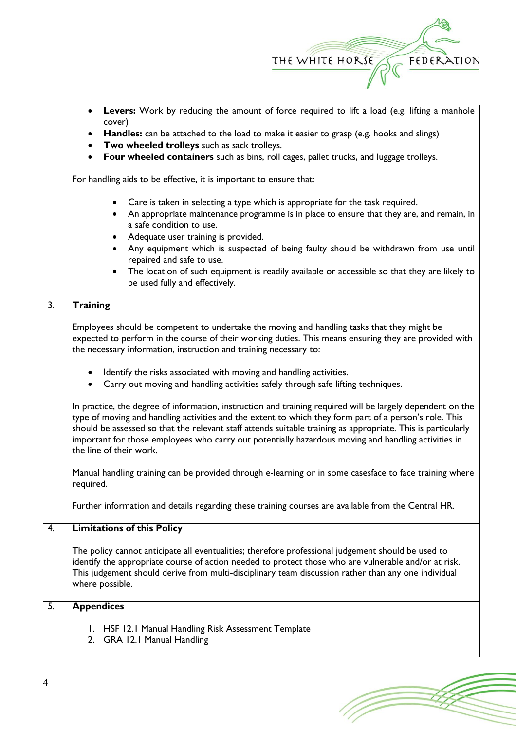- **Levers:** Work by reducing the amount of force required to lift a load (e.g. lifting a manhole cover)
- **Handles:** can be attached to the load to make it easier to grasp (e.g. hooks and slings)
- **Two wheeled trolleys** such as sack trolleys.
- **Four wheeled containers** such as bins, roll cages, pallet trucks, and luggage trolleys.

For handling aids to be effective, it is important to ensure that:

- Care is taken in selecting a type which is appropriate for the task required.
- An appropriate maintenance programme is in place to ensure that they are, and remain, in a safe condition to use.
- Adequate user training is provided.
- Any equipment which is suspected of being faulty should be withdrawn from use until repaired and safe to use.
- The location of such equipment is readily available or accessible so that they are likely to be used fully and effectively.

## 3. Training

Employees should be competent to undertake the moving and handling tasks that they might be expected to perform in the course of their working duties. This means ensuring they are provided with the necessary information, instruction and training necessary to:

- Identify the risks associated with moving and handling activities.
- Carry out moving and handling activities safely through safe lifting techniques.

In practice, the degree of information, instruction and training required will be largely dependent on the type of moving and handling activities and the extent to which they form part of a person's role. This should be assessed so that the relevant staff attends suitable training as appropriate. This is particularly important for those employees who carry out potentially hazardous moving and handling activities in the line of their work.

Manual handling training can be provided through e-learning or in some casesface to face training where required.

Further information and details regarding these training courses are available from the Central HR.

## 4. Limitations of this Policy

The policy cannot anticipate all eventualities; therefore professional judgement should be used to identify the appropriate course of action needed to protect those who are vulnerable and/or at risk. This judgement should derive from multi-disciplinary team discussion rather than any one individual where possible.

## 5. Appendices

1. HSF 12.1 Manual Handling Risk Assessment Template
2. GRA 12.1 Manual Handling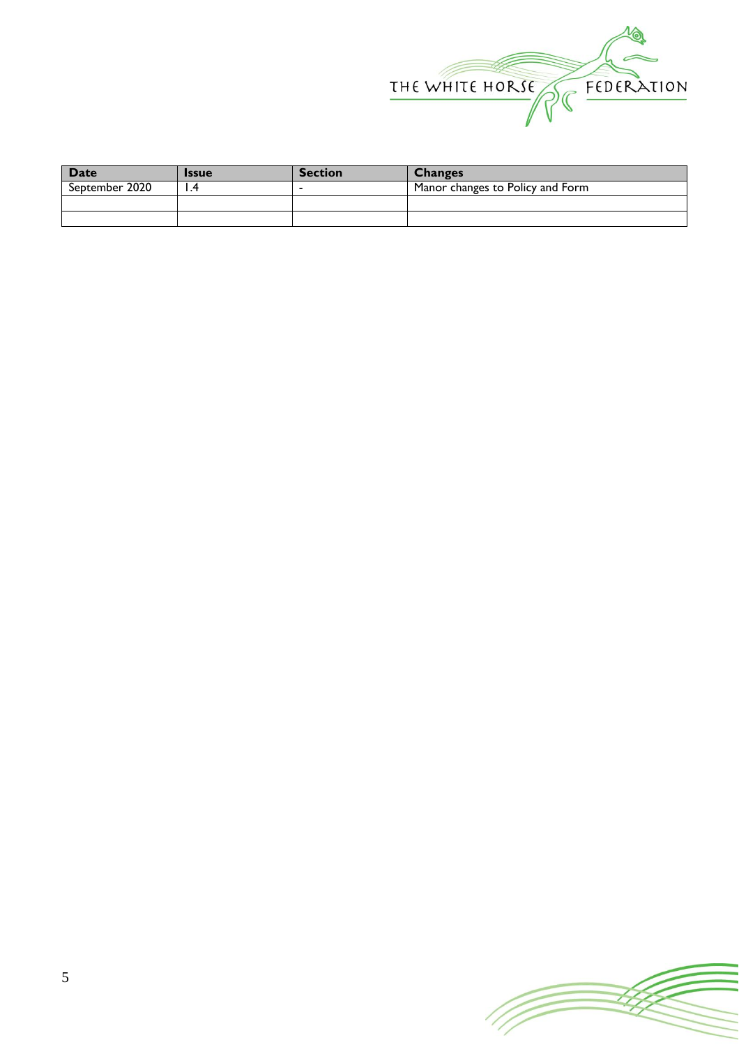| Date | Issue | Section | Changes |
|---|---|---|---|
| September 2020 | 1.4 | - | Manor changes to Policy and Form |
| | | | |
| | | | |